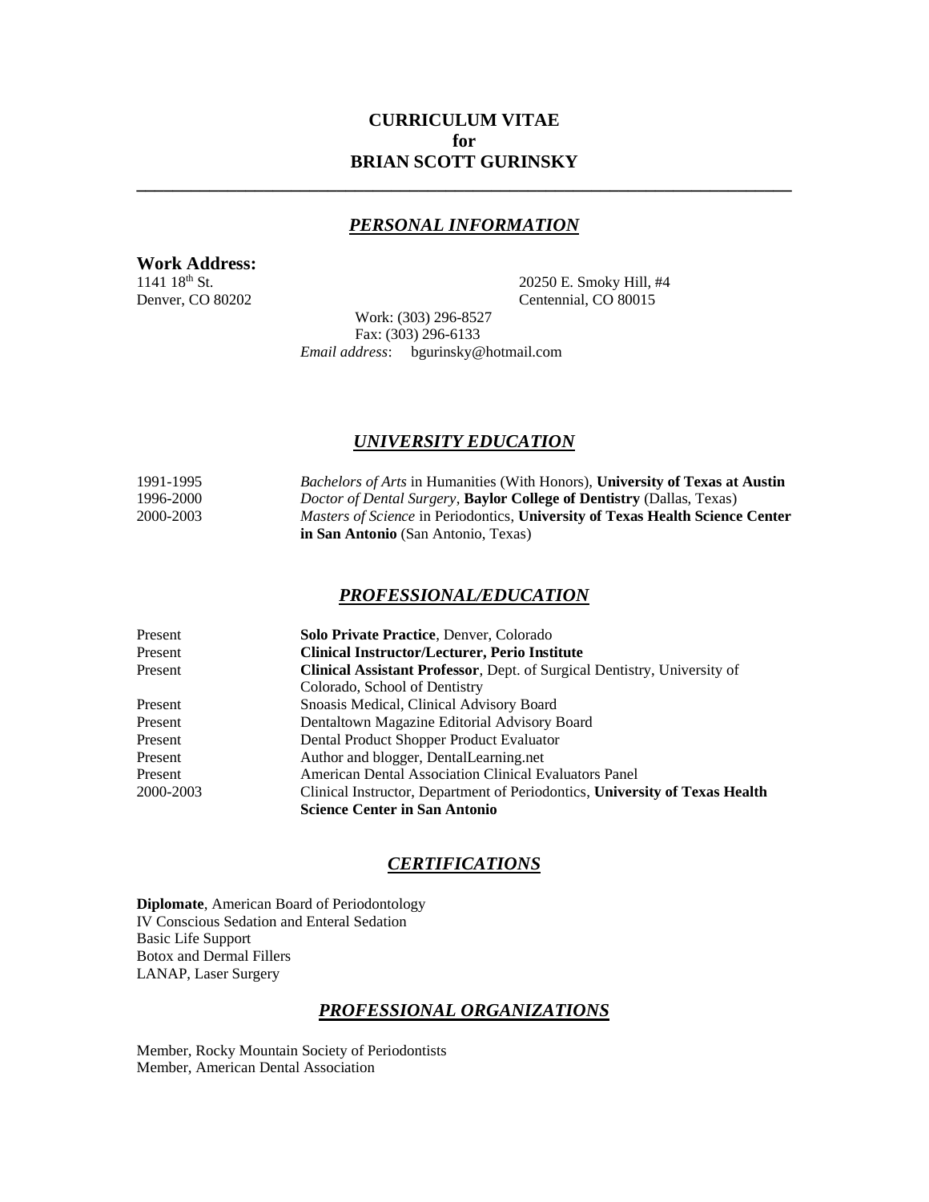# CURRICULUM VITAE
# for
# BRIAN SCOTT GURINSKY

---

## *PERSONAL INFORMATION*

**Work Address:**

1141 18th St.
Denver, CO 80202

20250 E. Smoky Hill, #4
Centennial, CO 80015

Work: (303) 296-8527
Fax: (303) 296-6133
*Email address*: bgurinsky@hotmail.com

## *UNIVERSITY EDUCATION*

| | |
|---|---|
| 1991-1995 | *Bachelors of Arts* in Humanities (With Honors), **University of Texas at Austin** |
| 1996-2000 | *Doctor of Dental Surgery*, **Baylor College of Dentistry** (Dallas, Texas) |
| 2000-2003 | *Masters of Science* in Periodontics, **University of Texas Health Science Center in San Antonio** (San Antonio, Texas) |

## *PROFESSIONAL/EDUCATION*

| | |
|---|---|
| Present | **Solo Private Practice**, Denver, Colorado |
| Present | **Clinical Instructor/Lecturer, Perio Institute** |
| Present | **Clinical Assistant Professor**, Dept. of Surgical Dentistry, University of Colorado, School of Dentistry |
| Present | Snoasis Medical, Clinical Advisory Board |
| Present | Dentaltown Magazine Editorial Advisory Board |
| Present | Dental Product Shopper Product Evaluator |
| Present | Author and blogger, DentalLearning.net |
| Present | American Dental Association Clinical Evaluators Panel |
| 2000-2003 | Clinical Instructor, Department of Periodontics, **University of Texas Health Science Center in San Antonio** |

## *CERTIFICATIONS*

**Diplomate**, American Board of Periodontology
IV Conscious Sedation and Enteral Sedation
Basic Life Support
Botox and Dermal Fillers
LANAP, Laser Surgery

## *PROFESSIONAL ORGANIZATIONS*

Member, Rocky Mountain Society of Periodontists
Member, American Dental Association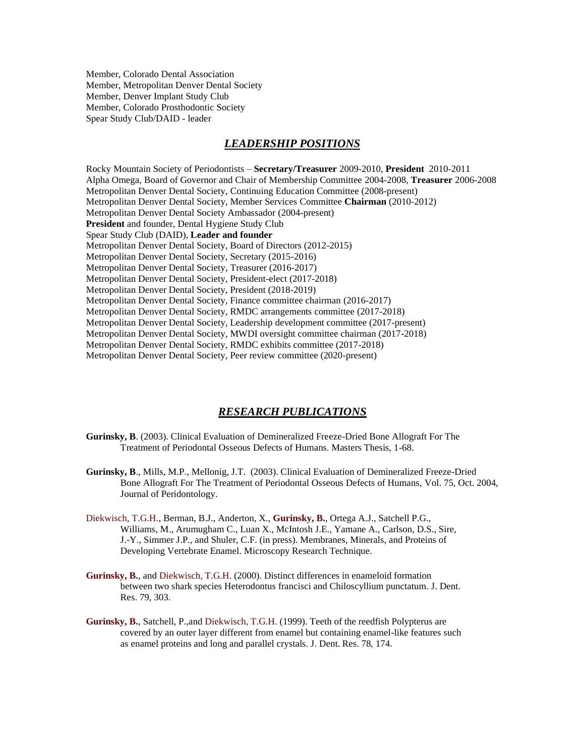Member, Colorado Dental Association
Member, Metropolitan Denver Dental Society
Member, Denver Implant Study Club
Member, Colorado Prosthodontic Society
Spear Study Club/DAID - leader

## *LEADERSHIP POSITIONS*

Rocky Mountain Society of Periodontists – **Secretary/Treasurer** 2009-2010, **President** 2010-2011
Alpha Omega, Board of Governor and Chair of Membership Committee 2004-2008, **Treasurer** 2006-2008
Metropolitan Denver Dental Society, Continuing Education Committee (2008-present)
Metropolitan Denver Dental Society, Member Services Committee **Chairman** (2010-2012)
Metropolitan Denver Dental Society Ambassador (2004-present)
**President** and founder, Dental Hygiene Study Club
Spear Study Club (DAID), **Leader and founder**
Metropolitan Denver Dental Society, Board of Directors (2012-2015)
Metropolitan Denver Dental Society, Secretary (2015-2016)
Metropolitan Denver Dental Society, Treasurer (2016-2017)
Metropolitan Denver Dental Society, President-elect (2017-2018)
Metropolitan Denver Dental Society, President (2018-2019)
Metropolitan Denver Dental Society, Finance committee chairman (2016-2017)
Metropolitan Denver Dental Society, RMDC arrangements committee (2017-2018)
Metropolitan Denver Dental Society, Leadership development committee (2017-present)
Metropolitan Denver Dental Society, MWDI oversight committee chairman (2017-2018)
Metropolitan Denver Dental Society, RMDC exhibits committee (2017-2018)
Metropolitan Denver Dental Society, Peer review committee (2020-present)

## *RESEARCH PUBLICATIONS*

**Gurinsky, B**. (2003). Clinical Evaluation of Demineralized Freeze-Dried Bone Allograft For The Treatment of Periodontal Osseous Defects of Humans. Masters Thesis, 1-68.

**Gurinsky, B**., Mills, M.P., Mellonig, J.T. (2003). Clinical Evaluation of Demineralized Freeze-Dried Bone Allograft For The Treatment of Periodontal Osseous Defects of Humans, Vol. 75, Oct. 2004, Journal of Peridontology.

Diekwisch, T.G.H., Berman, B.J., Anderton, X., **Gurinsky, B.**, Ortega A.J., Satchell P.G., Williams, M., Arumugham C., Luan X., McIntosh J.E., Yamane A., Carlson, D.S., Sire, J.-Y., Simmer J.P., and Shuler, C.F. (in press). Membranes, Minerals, and Proteins of Developing Vertebrate Enamel. Microscopy Research Technique.

**Gurinsky, B.**, and Diekwisch, T.G.H. (2000). Distinct differences in enameloid formation between two shark species Heterodontus francisci and Chiloscyllium punctatum. J. Dent. Res. 79, 303.

**Gurinsky, B.**, Satchell, P.,and Diekwisch, T.G.H. (1999). Teeth of the reedfish Polypterus are covered by an outer layer different from enamel but containing enamel-like features such as enamel proteins and long and parallel crystals. J. Dent. Res. 78, 174.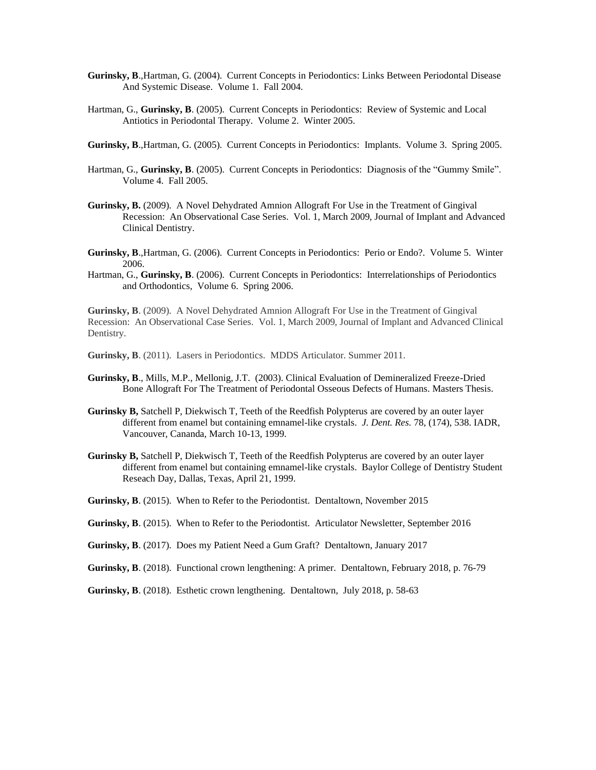**Gurinsky, B**.,Hartman, G. (2004). Current Concepts in Periodontics: Links Between Periodontal Disease And Systemic Disease. Volume 1. Fall 2004.

Hartman, G., **Gurinsky, B**. (2005). Current Concepts in Periodontics: Review of Systemic and Local Antiotics in Periodontal Therapy. Volume 2. Winter 2005.

**Gurinsky, B**.,Hartman, G. (2005). Current Concepts in Periodontics: Implants. Volume 3. Spring 2005.

Hartman, G., **Gurinsky, B**. (2005). Current Concepts in Periodontics: Diagnosis of the "Gummy Smile". Volume 4. Fall 2005.

**Gurinsky, B.** (2009). A Novel Dehydrated Amnion Allograft For Use in the Treatment of Gingival Recession: An Observational Case Series. Vol. 1, March 2009, Journal of Implant and Advanced Clinical Dentistry.

**Gurinsky, B**.,Hartman, G. (2006). Current Concepts in Periodontics: Perio or Endo?. Volume 5. Winter 2006.

Hartman, G., **Gurinsky, B**. (2006). Current Concepts in Periodontics: Interrelationships of Periodontics and Orthodontics, Volume 6. Spring 2006.

**Gurinsky, B**. (2009). A Novel Dehydrated Amnion Allograft For Use in the Treatment of Gingival Recession: An Observational Case Series. Vol. 1, March 2009, Journal of Implant and Advanced Clinical Dentistry.

**Gurinsky, B**. (2011). Lasers in Periodontics. MDDS Articulator. Summer 2011.

**Gurinsky, B**., Mills, M.P., Mellonig, J.T. (2003). Clinical Evaluation of Demineralized Freeze-Dried Bone Allograft For The Treatment of Periodontal Osseous Defects of Humans. Masters Thesis.

**Gurinsky B,** Satchell P, Diekwisch T, Teeth of the Reedfish Polypterus are covered by an outer layer different from enamel but containing emnamel-like crystals. *J. Dent. Res.* 78, (174), 538. IADR, Vancouver, Cananda, March 10-13, 1999.

**Gurinsky B,** Satchell P, Diekwisch T, Teeth of the Reedfish Polypterus are covered by an outer layer different from enamel but containing emnamel-like crystals. Baylor College of Dentistry Student Reseach Day, Dallas, Texas, April 21, 1999.

**Gurinsky, B**. (2015). When to Refer to the Periodontist. Dentaltown, November 2015

**Gurinsky, B**. (2015). When to Refer to the Periodontist. Articulator Newsletter, September 2016

**Gurinsky, B**. (2017). Does my Patient Need a Gum Graft? Dentaltown, January 2017

**Gurinsky, B**. (2018). Functional crown lengthening: A primer. Dentaltown, February 2018, p. 76-79

**Gurinsky, B**. (2018). Esthetic crown lengthening. Dentaltown, July 2018, p. 58-63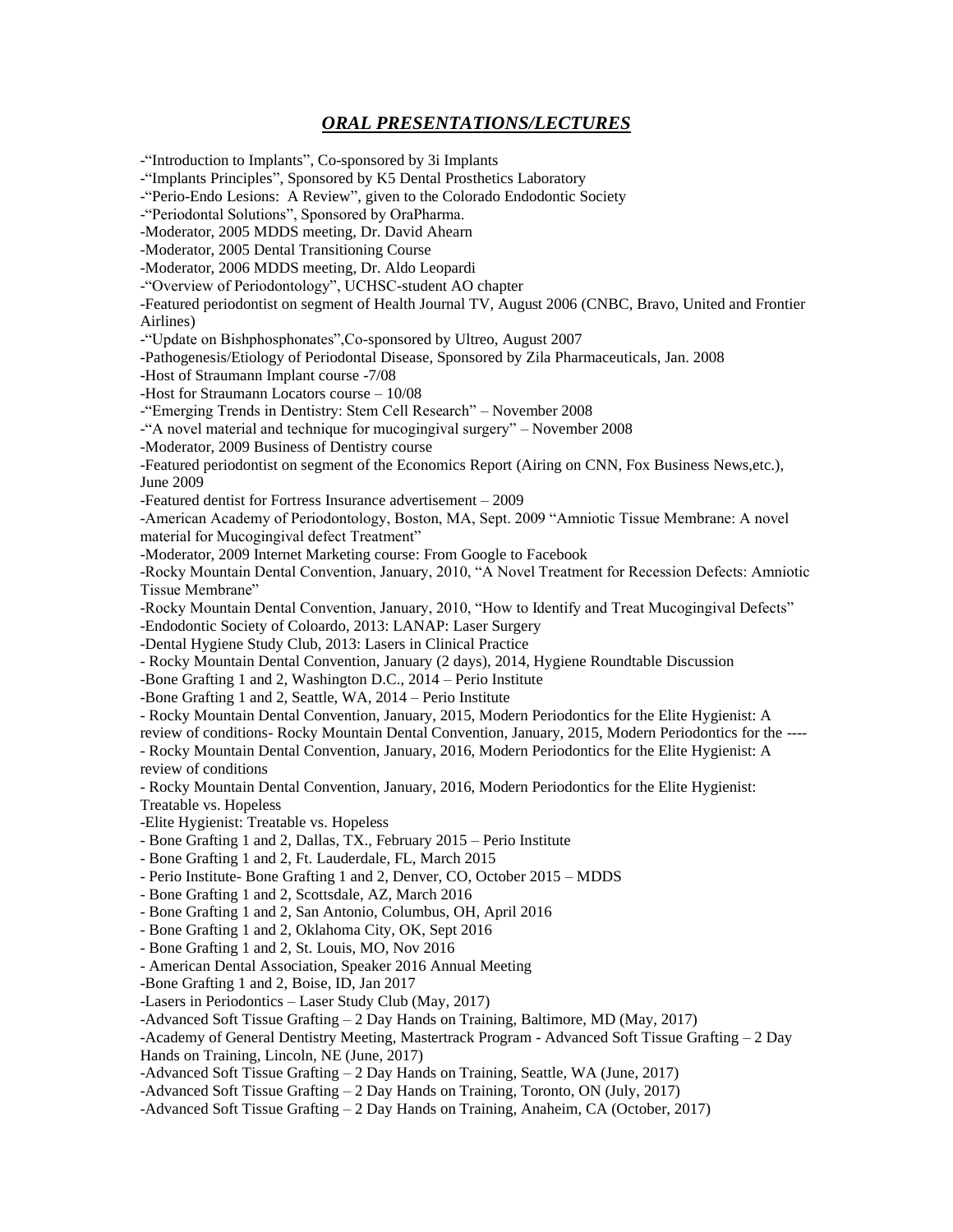## ***ORAL PRESENTATIONS/LECTURES***

-"Introduction to Implants", Co-sponsored by 3i Implants
-"Implants Principles", Sponsored by K5 Dental Prosthetics Laboratory
-"Perio-Endo Lesions: A Review", given to the Colorado Endodontic Society
-"Periodontal Solutions", Sponsored by OraPharma.
-Moderator, 2005 MDDS meeting, Dr. David Ahearn
-Moderator, 2005 Dental Transitioning Course
-Moderator, 2006 MDDS meeting, Dr. Aldo Leopardi
-"Overview of Periodontology", UCHSC-student AO chapter
-Featured periodontist on segment of Health Journal TV, August 2006 (CNBC, Bravo, United and Frontier Airlines)
-"Update on Bishphosphonates",Co-sponsored by Ultreo, August 2007
-Pathogenesis/Etiology of Periodontal Disease, Sponsored by Zila Pharmaceuticals, Jan. 2008
-Host of Straumann Implant course -7/08
-Host for Straumann Locators course – 10/08
-"Emerging Trends in Dentistry: Stem Cell Research" – November 2008
-"A novel material and technique for mucogingival surgery" – November 2008
-Moderator, 2009 Business of Dentistry course
-Featured periodontist on segment of the Economics Report (Airing on CNN, Fox Business News,etc.), June 2009
-Featured dentist for Fortress Insurance advertisement – 2009
-American Academy of Periodontology, Boston, MA, Sept. 2009 "Amniotic Tissue Membrane: A novel material for Mucogingival defect Treatment"
-Moderator, 2009 Internet Marketing course: From Google to Facebook
-Rocky Mountain Dental Convention, January, 2010, "A Novel Treatment for Recession Defects: Amniotic Tissue Membrane"
-Rocky Mountain Dental Convention, January, 2010, "How to Identify and Treat Mucogingival Defects"
-Endodontic Society of Coloardo, 2013: LANAP: Laser Surgery
-Dental Hygiene Study Club, 2013: Lasers in Clinical Practice
- Rocky Mountain Dental Convention, January (2 days), 2014, Hygiene Roundtable Discussion
-Bone Grafting 1 and 2, Washington D.C., 2014 – Perio Institute
-Bone Grafting 1 and 2, Seattle, WA, 2014 – Perio Institute
- Rocky Mountain Dental Convention, January, 2015, Modern Periodontics for the Elite Hygienist: A review of conditions- Rocky Mountain Dental Convention, January, 2015, Modern Periodontics for the ----
- Rocky Mountain Dental Convention, January, 2016, Modern Periodontics for the Elite Hygienist: A review of conditions
- Rocky Mountain Dental Convention, January, 2016, Modern Periodontics for the Elite Hygienist: Treatable vs. Hopeless
-Elite Hygienist: Treatable vs. Hopeless
- Bone Grafting 1 and 2, Dallas, TX., February 2015 – Perio Institute
- Bone Grafting 1 and 2, Ft. Lauderdale, FL, March 2015
- Perio Institute- Bone Grafting 1 and 2, Denver, CO, October 2015 – MDDS
- Bone Grafting 1 and 2, Scottsdale, AZ, March 2016
- Bone Grafting 1 and 2, San Antonio, Columbus, OH, April 2016
- Bone Grafting 1 and 2, Oklahoma City, OK, Sept 2016
- Bone Grafting 1 and 2, St. Louis, MO, Nov 2016
- American Dental Association, Speaker 2016 Annual Meeting
-Bone Grafting 1 and 2, Boise, ID, Jan 2017
-Lasers in Periodontics – Laser Study Club (May, 2017)
-Advanced Soft Tissue Grafting – 2 Day Hands on Training, Baltimore, MD (May, 2017)
-Academy of General Dentistry Meeting, Mastertrack Program - Advanced Soft Tissue Grafting – 2 Day Hands on Training, Lincoln, NE (June, 2017)
-Advanced Soft Tissue Grafting – 2 Day Hands on Training, Seattle, WA (June, 2017)
-Advanced Soft Tissue Grafting – 2 Day Hands on Training, Toronto, ON (July, 2017)
-Advanced Soft Tissue Grafting – 2 Day Hands on Training, Anaheim, CA (October, 2017)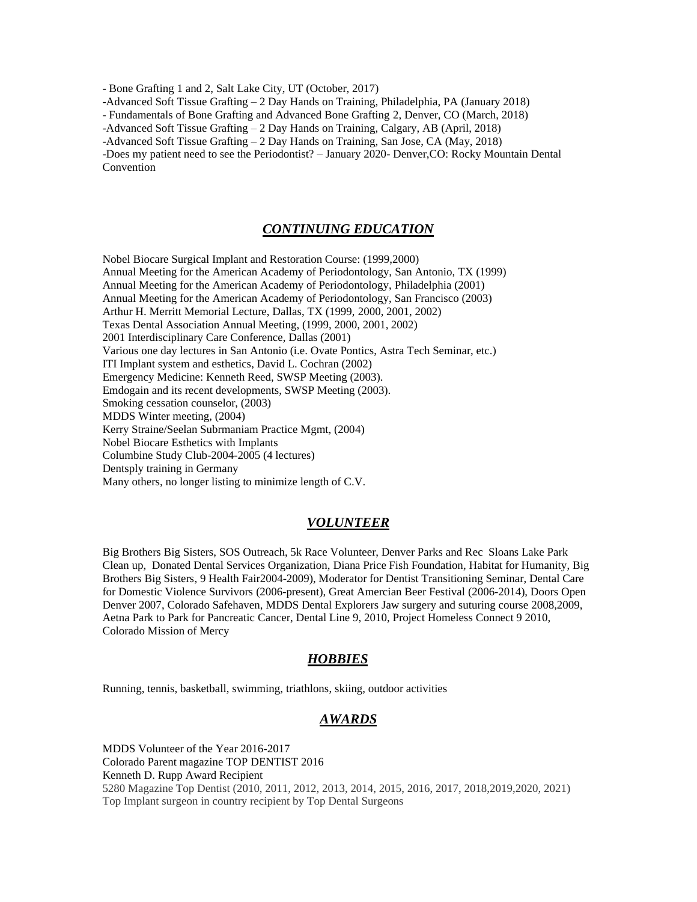- Bone Grafting 1 and 2, Salt Lake City, UT (October, 2017)
-Advanced Soft Tissue Grafting – 2 Day Hands on Training, Philadelphia, PA (January 2018)
- Fundamentals of Bone Grafting and Advanced Bone Grafting 2, Denver, CO (March, 2018)
-Advanced Soft Tissue Grafting – 2 Day Hands on Training, Calgary, AB (April, 2018)
-Advanced Soft Tissue Grafting – 2 Day Hands on Training, San Jose, CA (May, 2018)
-Does my patient need to see the Periodontist? – January 2020- Denver,CO: Rocky Mountain Dental Convention

## ***CONTINUING EDUCATION***

Nobel Biocare Surgical Implant and Restoration Course: (1999,2000)
Annual Meeting for the American Academy of Periodontology, San Antonio, TX (1999)
Annual Meeting for the American Academy of Periodontology, Philadelphia (2001)
Annual Meeting for the American Academy of Periodontology, San Francisco (2003)
Arthur H. Merritt Memorial Lecture, Dallas, TX (1999, 2000, 2001, 2002)
Texas Dental Association Annual Meeting, (1999, 2000, 2001, 2002)
2001 Interdisciplinary Care Conference, Dallas (2001)
Various one day lectures in San Antonio (i.e. Ovate Pontics, Astra Tech Seminar, etc.)
ITI Implant system and esthetics, David L. Cochran (2002)
Emergency Medicine: Kenneth Reed, SWSP Meeting (2003).
Emdogain and its recent developments, SWSP Meeting (2003).
Smoking cessation counselor, (2003)
MDDS Winter meeting, (2004)
Kerry Straine/Seelan Subrmaniam Practice Mgmt, (2004)
Nobel Biocare Esthetics with Implants
Columbine Study Club-2004-2005 (4 lectures)
Dentsply training in Germany
Many others, no longer listing to minimize length of C.V.

## ***VOLUNTEER***

Big Brothers Big Sisters, SOS Outreach, 5k Race Volunteer, Denver Parks and Rec Sloans Lake Park Clean up, Donated Dental Services Organization, Diana Price Fish Foundation, Habitat for Humanity, Big Brothers Big Sisters, 9 Health Fair2004-2009), Moderator for Dentist Transitioning Seminar, Dental Care for Domestic Violence Survivors (2006-present), Great Amercian Beer Festival (2006-2014), Doors Open Denver 2007, Colorado Safehaven, MDDS Dental Explorers Jaw surgery and suturing course 2008,2009, Aetna Park to Park for Pancreatic Cancer, Dental Line 9, 2010, Project Homeless Connect 9 2010, Colorado Mission of Mercy

## ***HOBBIES***

Running, tennis, basketball, swimming, triathlons, skiing, outdoor activities

## ***AWARDS***

MDDS Volunteer of the Year 2016-2017
Colorado Parent magazine TOP DENTIST 2016
Kenneth D. Rupp Award Recipient
5280 Magazine Top Dentist (2010, 2011, 2012, 2013, 2014, 2015, 2016, 2017, 2018,2019,2020, 2021)
Top Implant surgeon in country recipient by Top Dental Surgeons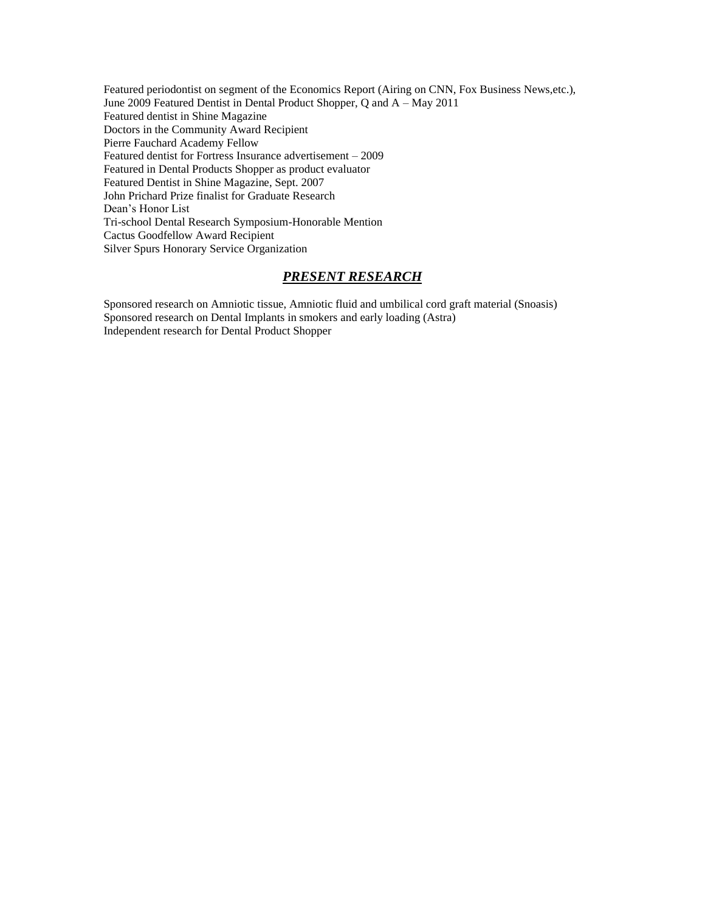Featured periodontist on segment of the Economics Report (Airing on CNN, Fox Business News,etc.), June 2009 Featured Dentist in Dental Product Shopper, Q and A – May 2011
Featured dentist in Shine Magazine
Doctors in the Community Award Recipient
Pierre Fauchard Academy Fellow
Featured dentist for Fortress Insurance advertisement – 2009
Featured in Dental Products Shopper as product evaluator
Featured Dentist in Shine Magazine, Sept. 2007
John Prichard Prize finalist for Graduate Research
Dean's Honor List
Tri-school Dental Research Symposium-Honorable Mention
Cactus Goodfellow Award Recipient
Silver Spurs Honorary Service Organization

## ***PRESENT RESEARCH***

Sponsored research on Amniotic tissue, Amniotic fluid and umbilical cord graft material (Snoasis)
Sponsored research on Dental Implants in smokers and early loading (Astra)
Independent research for Dental Product Shopper